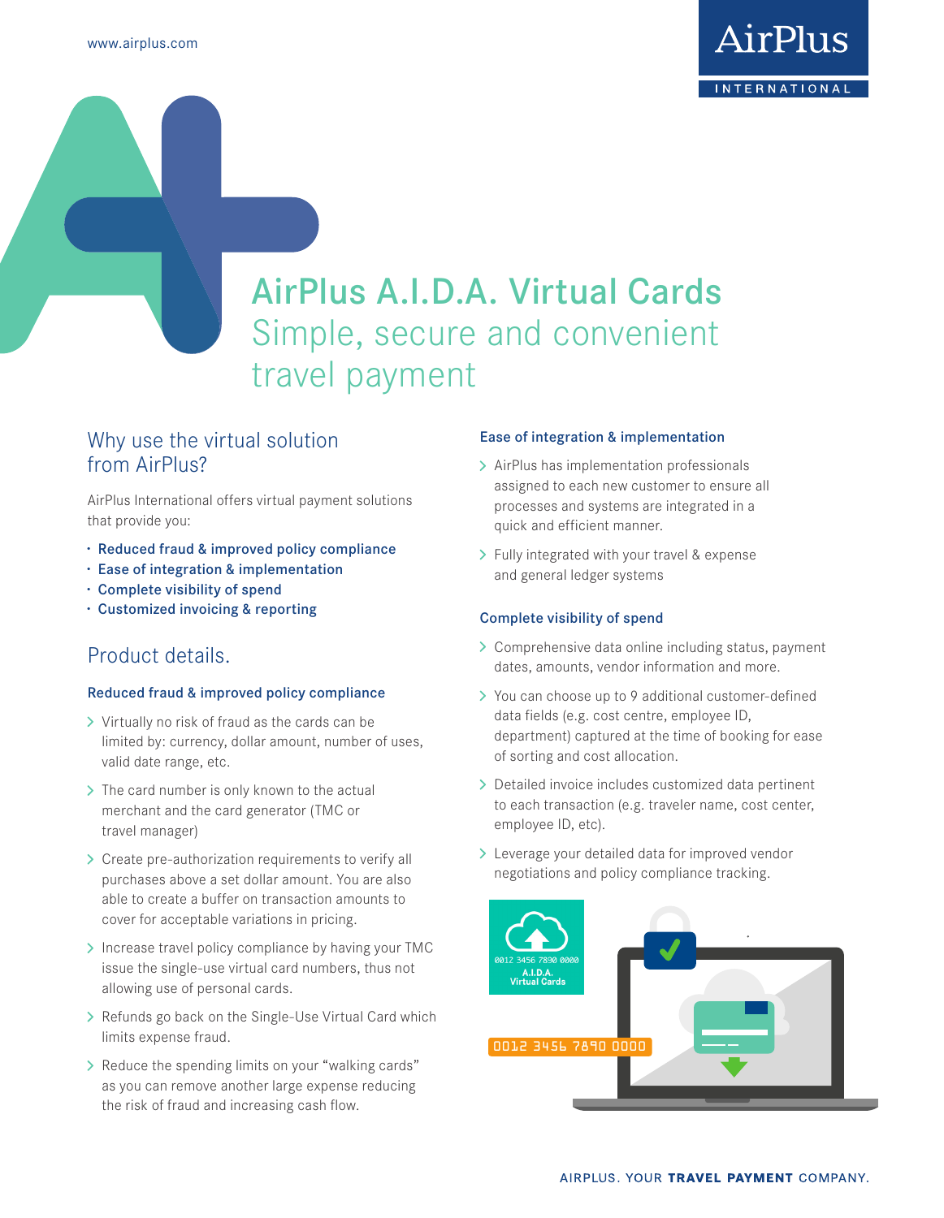# AirPlus A.I.D.A. Virtual Cards

Simple, secure and convenient travel payment

## Why use the virtual solution from AirPlus?

AirPlus International offers virtual payment solutions that provide you:

- **Reduced fraud & improved policy compliance**
- **Ease of integration & implementation**
- **Complete visibility of spend**
- **Customized invoicing & reporting**

## Product details.

### Reduced fraud & improved policy compliance

- Virtually no risk of fraud as the cards can be limited by: currency, dollar amount, number of uses, valid date range, etc.
- The card number is only known to the actual merchant and the card generator (TMC or travel manager)
- Create pre-authorization requirements to verify all purchases above a set dollar amount. You are also able to create a buffer on transaction amounts to cover for acceptable variations in pricing.
- Increase travel policy compliance by having your TMC issue the single-use virtual card numbers, thus not allowing use of personal cards.
- Refunds go back on the Single-Use Virtual Card which limits expense fraud.
- Reduce the spending limits on your "walking cards" as you can remove another large expense reducing the risk of fraud and increasing cash flow.

### Ease of integration & implementation

- AirPlus has implementation professionals assigned to each new customer to ensure all processes and systems are integrated in a quick and efficient manner.
- Fully integrated with your travel & expense and general ledger systems

### Complete visibility of spend

- Comprehensive data online including status, payment dates, amounts, vendor information and more.
- You can choose up to 9 additional customer-defined data fields (e.g. cost centre, employee ID, department) captured at the time of booking for ease of sorting and cost allocation.
- Detailed invoice includes customized data pertinent to each transaction (e.g. traveler name, cost center, employee ID, etc).
- Leverage your detailed data for improved vendor negotiations and policy compliance tracking.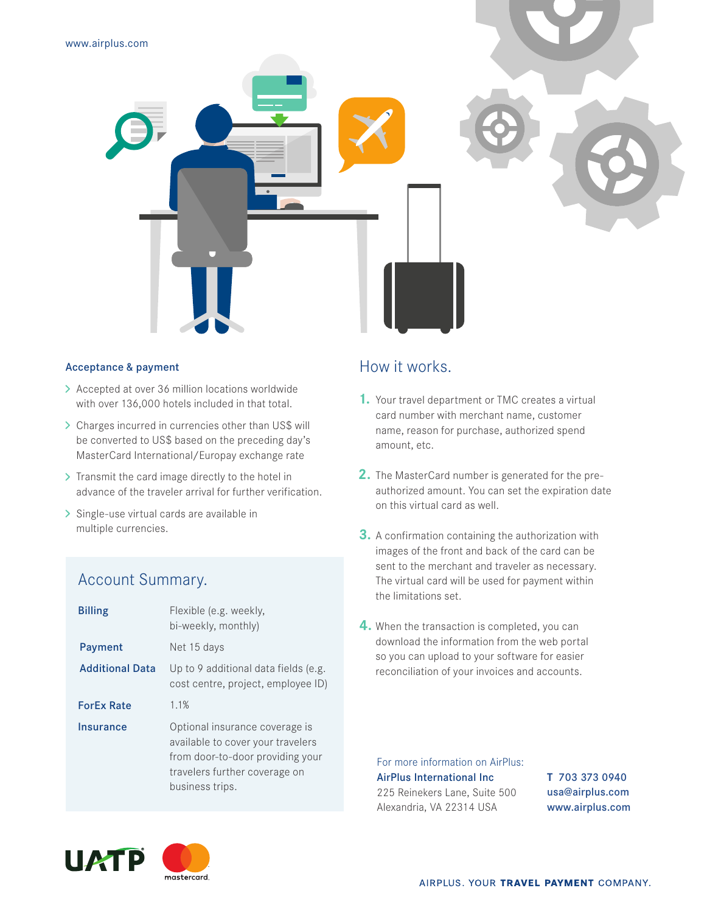www.airplus.com

### Acceptance & payment

- Accepted at over 36 million locations worldwide with over 136,000 hotels included in that total.
- Charges incurred in currencies other than US$ will be converted to US$ based on the preceding day's MasterCard International/Europay exchange rate
- Transmit the card image directly to the hotel in advance of the traveler arrival for further verification.
- Single-use virtual cards are available in multiple currencies.

## Account Summary.

| | |
|---|---|
| **Billing** | Flexible (e.g. weekly, bi-weekly, monthly) |
| **Payment** | Net 15 days |
| **Additional Data** | Up to 9 additional data fields (e.g. cost centre, project, employee ID) |
| **ForEx Rate** | 1.1% |
| **Insurance** | Optional insurance coverage is available to cover your travelers from door-to-door providing your travelers further coverage on business trips. |

## How it works.

1. Your travel department or TMC creates a virtual card number with merchant name, customer name, reason for purchase, authorized spend amount, etc.
2. The MasterCard number is generated for the pre-authorized amount. You can set the expiration date on this virtual card as well.
3. A confirmation containing the authorization with images of the front and back of the card can be sent to the merchant and traveler as necessary. The virtual card will be used for payment within the limitations set.
4. When the transaction is completed, you can download the information from the web portal so you can upload to your software for easier reconciliation of your invoices and accounts.

For more information on AirPlus:
**AirPlus International Inc**
225 Reinekers Lane, Suite 500
Alexandria, VA 22314 USA

**T 703 373 0940**
**usa@airplus.com**
**www.airplus.com**

UATP mastercard

AIRPLUS. YOUR **TRAVEL PAYMENT** COMPANY.